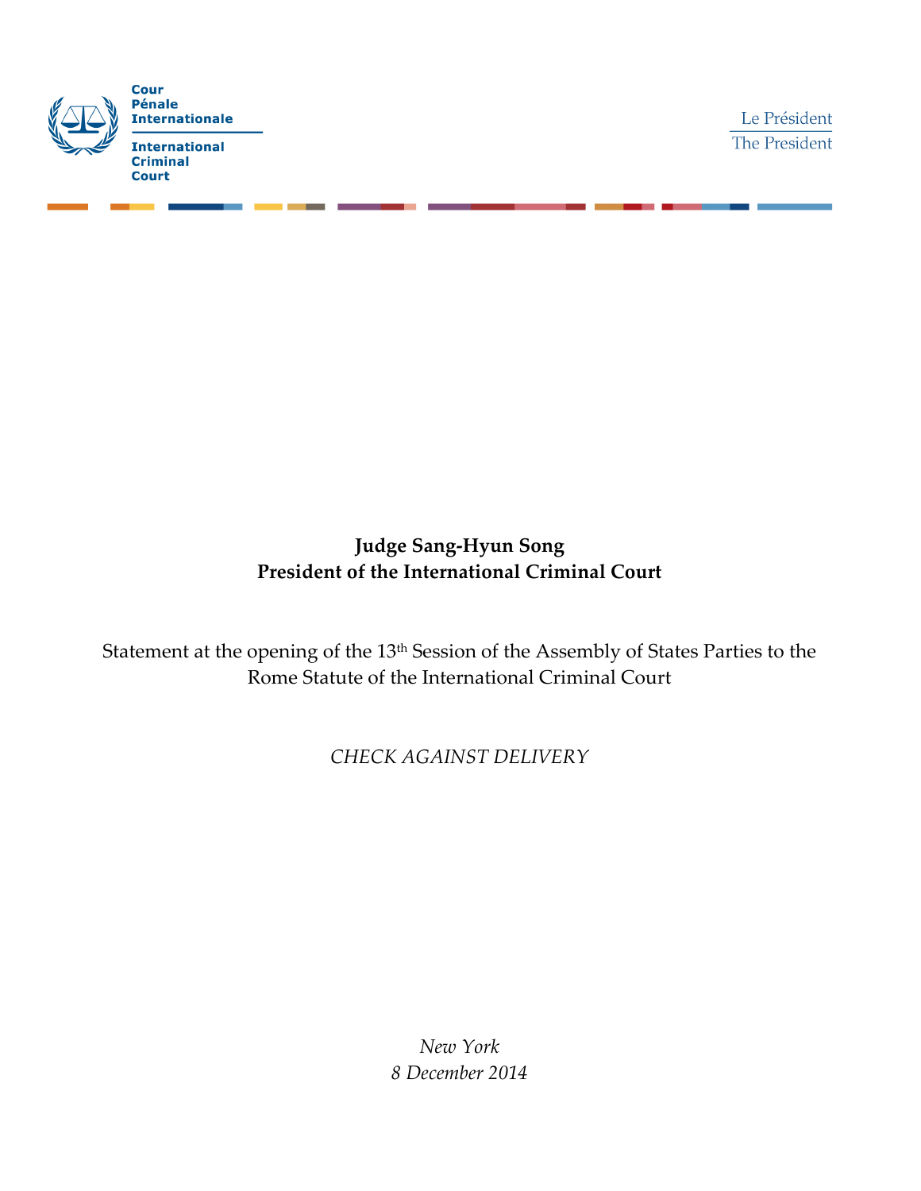Cour
Pénale
Internationale

International
Criminal
Court

Le Président
The President

**Judge Sang-Hyun Song**
**President of the International Criminal Court**

Statement at the opening of the 13th Session of the Assembly of States Parties to the Rome Statute of the International Criminal Court

*CHECK AGAINST DELIVERY*

*New York*
*8 December 2014*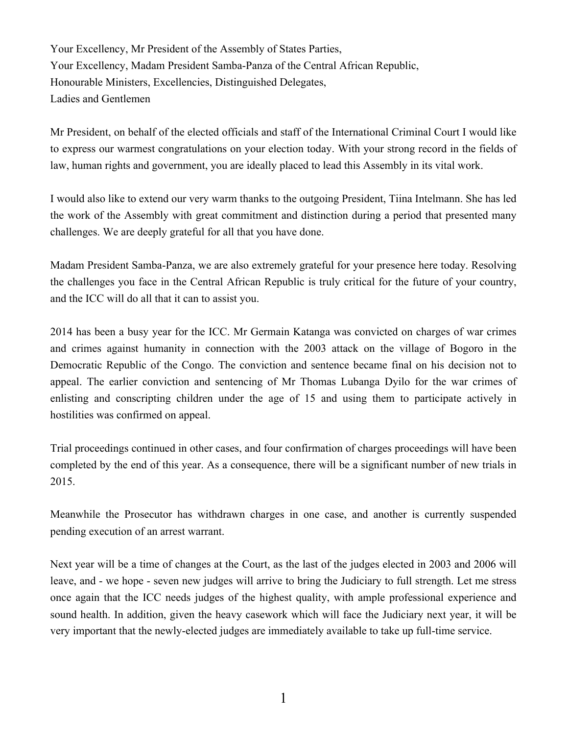Your Excellency, Mr President of the Assembly of States Parties,
Your Excellency, Madam President Samba-Panza of the Central African Republic,
Honourable Ministers, Excellencies, Distinguished Delegates,
Ladies and Gentlemen

Mr President, on behalf of the elected officials and staff of the International Criminal Court I would like to express our warmest congratulations on your election today. With your strong record in the fields of law, human rights and government, you are ideally placed to lead this Assembly in its vital work.

I would also like to extend our very warm thanks to the outgoing President, Tiina Intelmann. She has led the work of the Assembly with great commitment and distinction during a period that presented many challenges. We are deeply grateful for all that you have done.

Madam President Samba-Panza, we are also extremely grateful for your presence here today. Resolving the challenges you face in the Central African Republic is truly critical for the future of your country, and the ICC will do all that it can to assist you.

2014 has been a busy year for the ICC. Mr Germain Katanga was convicted on charges of war crimes and crimes against humanity in connection with the 2003 attack on the village of Bogoro in the Democratic Republic of the Congo. The conviction and sentence became final on his decision not to appeal. The earlier conviction and sentencing of Mr Thomas Lubanga Dyilo for the war crimes of enlisting and conscripting children under the age of 15 and using them to participate actively in hostilities was confirmed on appeal.

Trial proceedings continued in other cases, and four confirmation of charges proceedings will have been completed by the end of this year. As a consequence, there will be a significant number of new trials in 2015.

Meanwhile the Prosecutor has withdrawn charges in one case, and another is currently suspended pending execution of an arrest warrant.

Next year will be a time of changes at the Court, as the last of the judges elected in 2003 and 2006 will leave, and - we hope - seven new judges will arrive to bring the Judiciary to full strength. Let me stress once again that the ICC needs judges of the highest quality, with ample professional experience and sound health. In addition, given the heavy casework which will face the Judiciary next year, it will be very important that the newly-elected judges are immediately available to take up full-time service.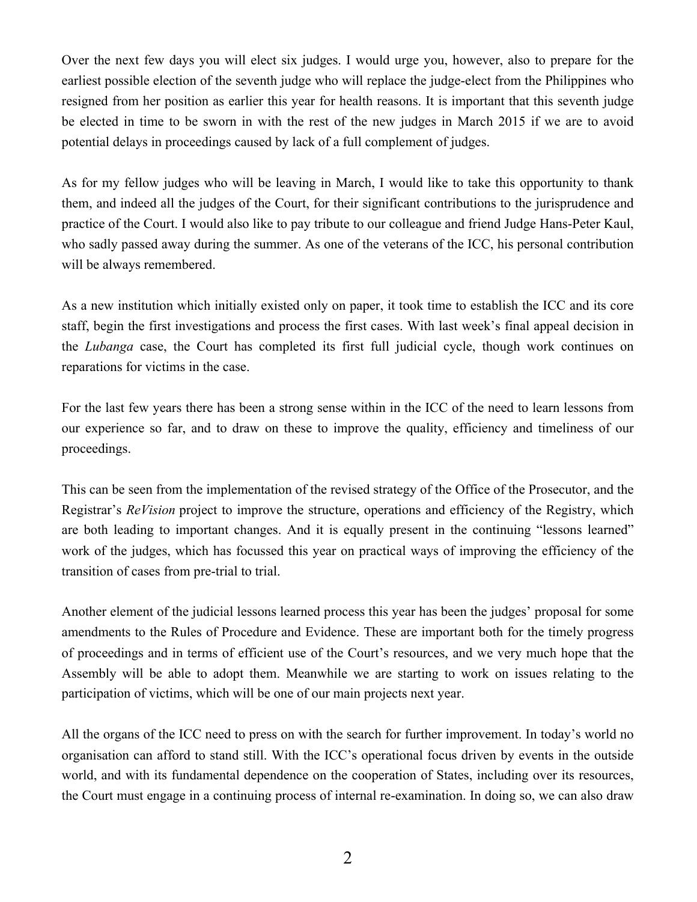Over the next few days you will elect six judges. I would urge you, however, also to prepare for the earliest possible election of the seventh judge who will replace the judge-elect from the Philippines who resigned from her position as earlier this year for health reasons. It is important that this seventh judge be elected in time to be sworn in with the rest of the new judges in March 2015 if we are to avoid potential delays in proceedings caused by lack of a full complement of judges.

As for my fellow judges who will be leaving in March, I would like to take this opportunity to thank them, and indeed all the judges of the Court, for their significant contributions to the jurisprudence and practice of the Court. I would also like to pay tribute to our colleague and friend Judge Hans-Peter Kaul, who sadly passed away during the summer. As one of the veterans of the ICC, his personal contribution will be always remembered.

As a new institution which initially existed only on paper, it took time to establish the ICC and its core staff, begin the first investigations and process the first cases. With last week's final appeal decision in the *Lubanga* case, the Court has completed its first full judicial cycle, though work continues on reparations for victims in the case.

For the last few years there has been a strong sense within in the ICC of the need to learn lessons from our experience so far, and to draw on these to improve the quality, efficiency and timeliness of our proceedings.

This can be seen from the implementation of the revised strategy of the Office of the Prosecutor, and the Registrar's *ReVision* project to improve the structure, operations and efficiency of the Registry, which are both leading to important changes. And it is equally present in the continuing "lessons learned" work of the judges, which has focussed this year on practical ways of improving the efficiency of the transition of cases from pre-trial to trial.

Another element of the judicial lessons learned process this year has been the judges' proposal for some amendments to the Rules of Procedure and Evidence. These are important both for the timely progress of proceedings and in terms of efficient use of the Court's resources, and we very much hope that the Assembly will be able to adopt them. Meanwhile we are starting to work on issues relating to the participation of victims, which will be one of our main projects next year.

All the organs of the ICC need to press on with the search for further improvement. In today's world no organisation can afford to stand still. With the ICC's operational focus driven by events in the outside world, and with its fundamental dependence on the cooperation of States, including over its resources, the Court must engage in a continuing process of internal re-examination. In doing so, we can also draw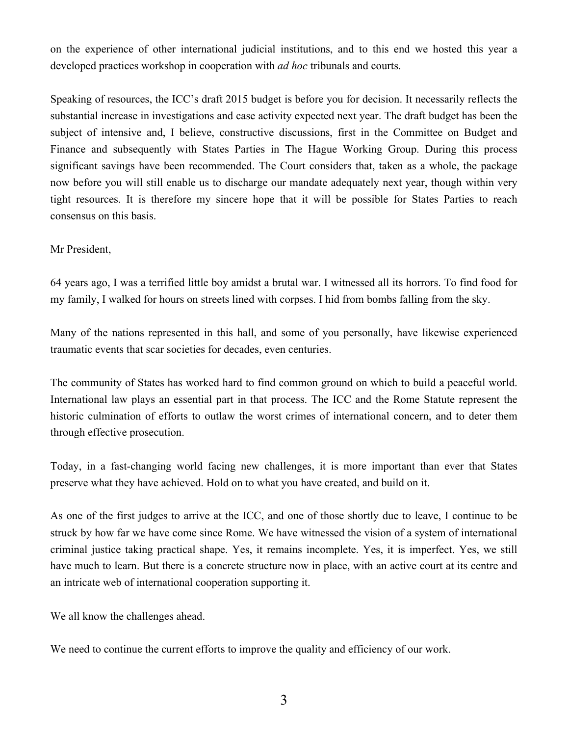on the experience of other international judicial institutions, and to this end we hosted this year a developed practices workshop in cooperation with *ad hoc* tribunals and courts.

Speaking of resources, the ICC's draft 2015 budget is before you for decision. It necessarily reflects the substantial increase in investigations and case activity expected next year. The draft budget has been the subject of intensive and, I believe, constructive discussions, first in the Committee on Budget and Finance and subsequently with States Parties in The Hague Working Group. During this process significant savings have been recommended. The Court considers that, taken as a whole, the package now before you will still enable us to discharge our mandate adequately next year, though within very tight resources. It is therefore my sincere hope that it will be possible for States Parties to reach consensus on this basis.

Mr President,

64 years ago, I was a terrified little boy amidst a brutal war. I witnessed all its horrors. To find food for my family, I walked for hours on streets lined with corpses. I hid from bombs falling from the sky.

Many of the nations represented in this hall, and some of you personally, have likewise experienced traumatic events that scar societies for decades, even centuries.

The community of States has worked hard to find common ground on which to build a peaceful world. International law plays an essential part in that process. The ICC and the Rome Statute represent the historic culmination of efforts to outlaw the worst crimes of international concern, and to deter them through effective prosecution.

Today, in a fast-changing world facing new challenges, it is more important than ever that States preserve what they have achieved. Hold on to what you have created, and build on it.

As one of the first judges to arrive at the ICC, and one of those shortly due to leave, I continue to be struck by how far we have come since Rome. We have witnessed the vision of a system of international criminal justice taking practical shape. Yes, it remains incomplete. Yes, it is imperfect. Yes, we still have much to learn. But there is a concrete structure now in place, with an active court at its centre and an intricate web of international cooperation supporting it.

We all know the challenges ahead.

We need to continue the current efforts to improve the quality and efficiency of our work.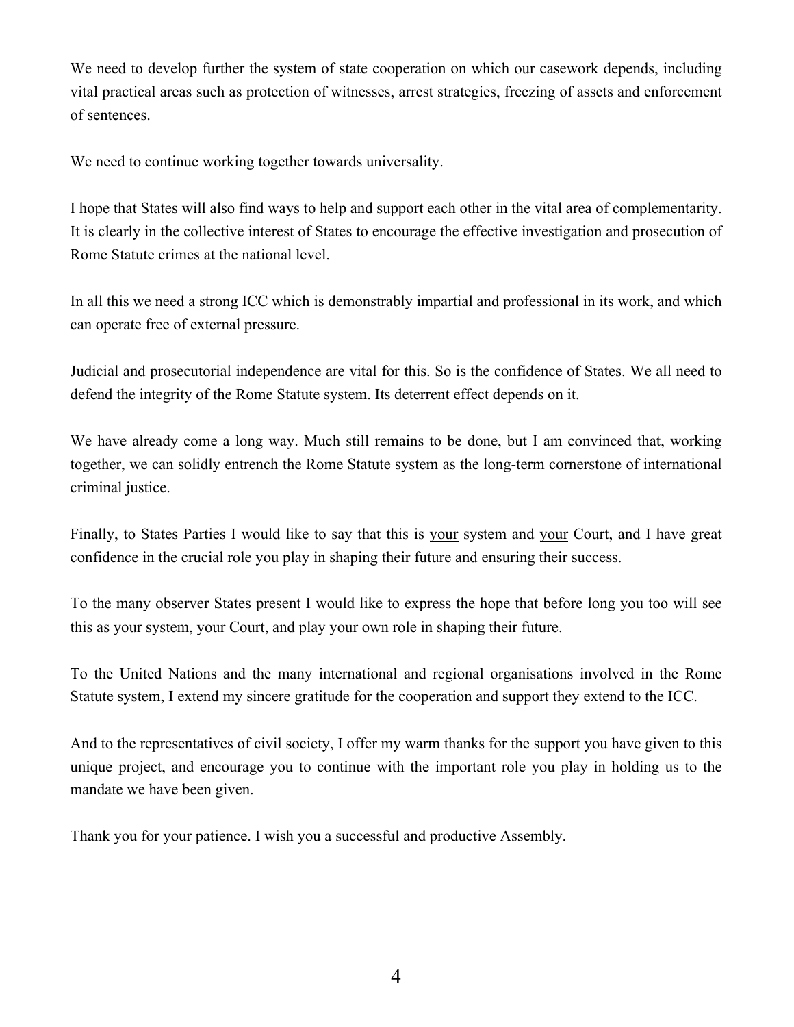We need to develop further the system of state cooperation on which our casework depends, including vital practical areas such as protection of witnesses, arrest strategies, freezing of assets and enforcement of sentences.

We need to continue working together towards universality.

I hope that States will also find ways to help and support each other in the vital area of complementarity. It is clearly in the collective interest of States to encourage the effective investigation and prosecution of Rome Statute crimes at the national level.

In all this we need a strong ICC which is demonstrably impartial and professional in its work, and which can operate free of external pressure.

Judicial and prosecutorial independence are vital for this. So is the confidence of States. We all need to defend the integrity of the Rome Statute system. Its deterrent effect depends on it.

We have already come a long way. Much still remains to be done, but I am convinced that, working together, we can solidly entrench the Rome Statute system as the long-term cornerstone of international criminal justice.

Finally, to States Parties I would like to say that this is <u>your</u> system and <u>your</u> Court, and I have great confidence in the crucial role you play in shaping their future and ensuring their success.

To the many observer States present I would like to express the hope that before long you too will see this as your system, your Court, and play your own role in shaping their future.

To the United Nations and the many international and regional organisations involved in the Rome Statute system, I extend my sincere gratitude for the cooperation and support they extend to the ICC.

And to the representatives of civil society, I offer my warm thanks for the support you have given to this unique project, and encourage you to continue with the important role you play in holding us to the mandate we have been given.

Thank you for your patience. I wish you a successful and productive Assembly.